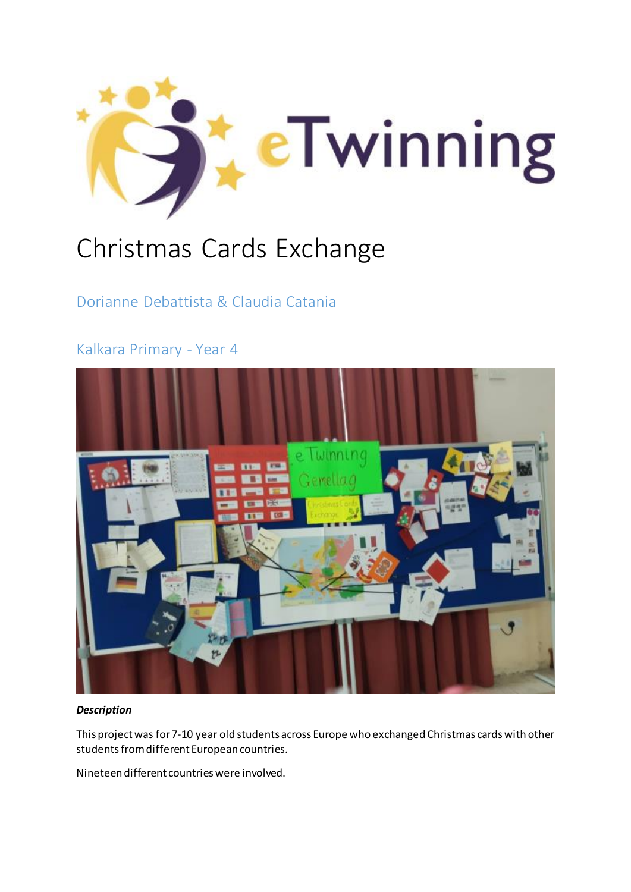# Christmas Cards Exchange

## Dorianne Debattista & Claudia Catania

## Kalkara Primary - Year 4

***Description***

This project was for 7-10 year old students across Europe who exchanged Christmas cards with other students from different European countries.

Nineteen different countries were involved.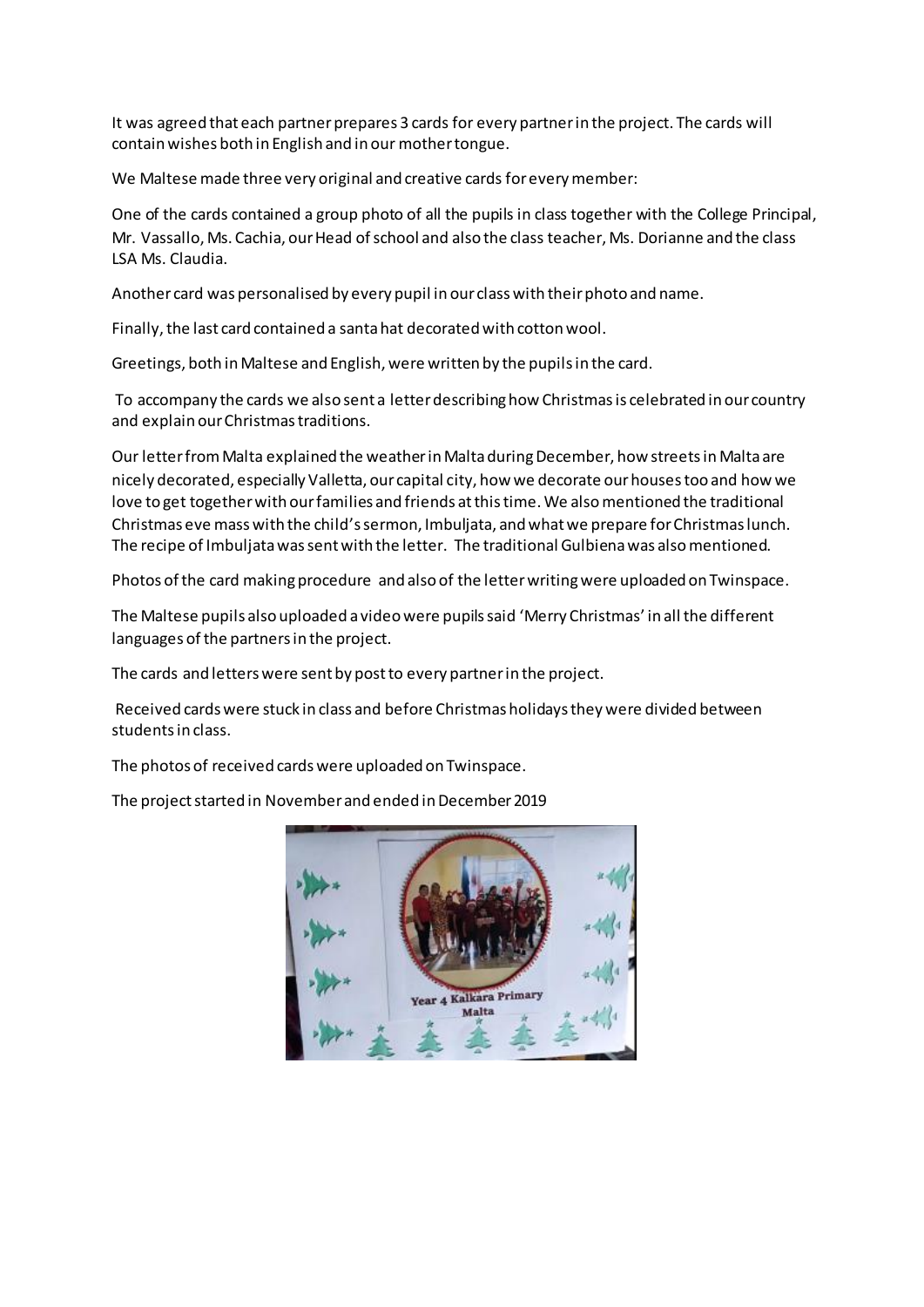It was agreed that each partner prepares 3 cards for every partner in the project. The cards will contain wishes both in English and in our mother tongue.

We Maltese made three very original and creative cards for every member:

One of the cards contained a group photo of all the pupils in class together with the College Principal, Mr. Vassallo, Ms. Cachia, our Head of school and also the class teacher, Ms. Dorianne and the class LSA Ms. Claudia.

Another card was personalised by every pupil in our class with their photo and name.

Finally, the last card contained a santa hat decorated with cotton wool.

Greetings, both in Maltese and English, were written by the pupils in the card.

To accompany the cards we also sent a letter describing how Christmas is celebrated in our country and explain our Christmas traditions.

Our letter from Malta explained the weather in Malta during December, how streets in Malta are nicely decorated, especially Valletta, our capital city, how we decorate our houses too and how we love to get together with our families and friends at this time. We also mentioned the traditional Christmas eve mass with the child's sermon, Imbuljata, and what we prepare for Christmas lunch. The recipe of Imbuljata was sent with the letter. The traditional Gulbiena was also mentioned.

Photos of the card making procedure and also of the letter writing were uploaded on Twinspace.

The Maltese pupils also uploaded a video were pupils said 'Merry Christmas' in all the different languages of the partners in the project.

The cards and letters were sent by post to every partner in the project.

Received cards were stuck in class and before Christmas holidays they were divided between students in class.

The photos of received cards were uploaded on Twinspace.

The project started in November and ended in December 2019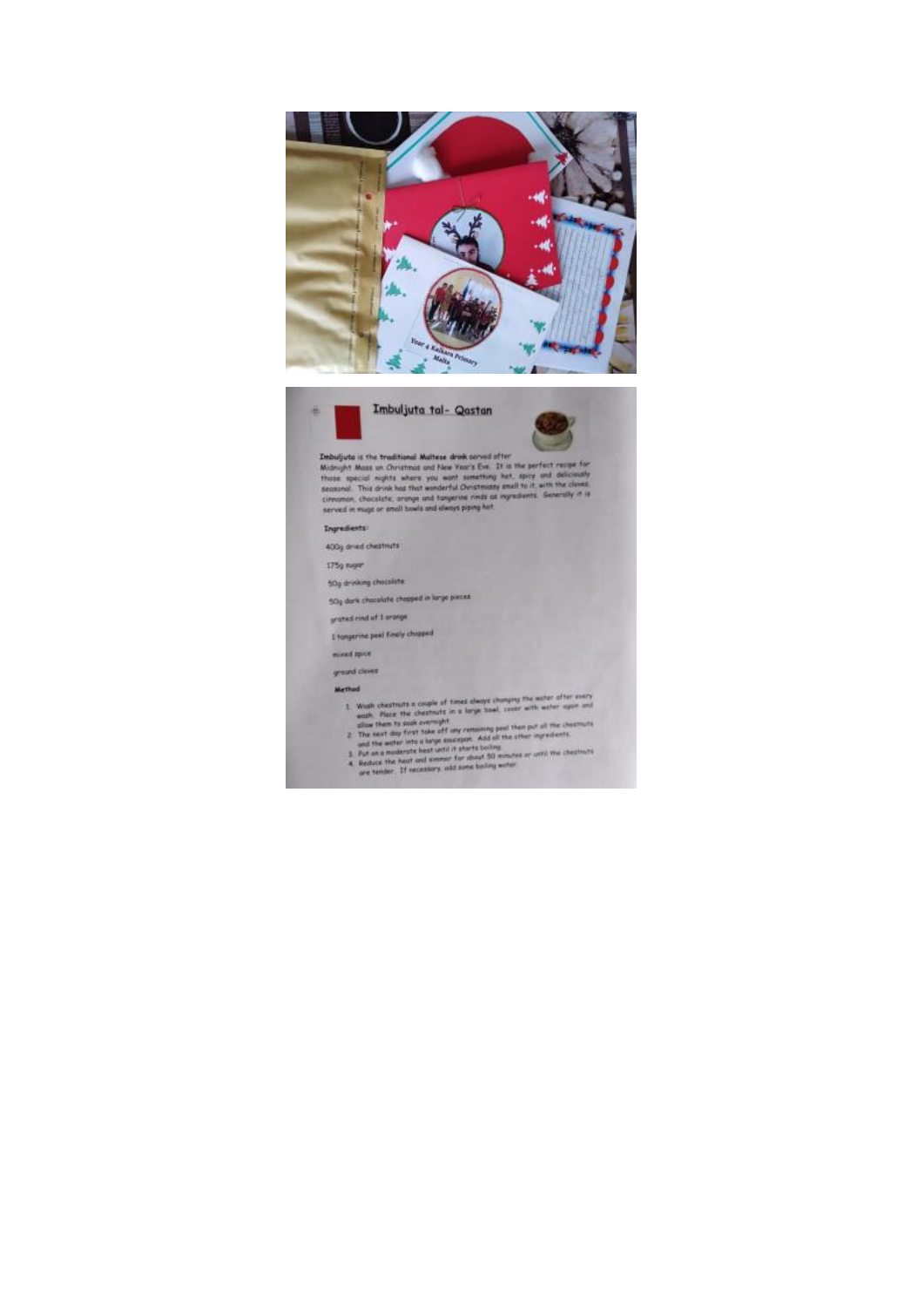# Imbuljuta tal- Qastan

**Imbuljuta** is the **traditional Maltese drink** served after Midnight Mass on Christmas and New Year's Eve. It is the perfect recipe for those special nights where you want something hot, spicy and deliciously seasonal. This drink has that wonderful Christmassy smell to it, with the cloves, cinnamon, chocolate, orange and tangerine rinds as ingredients. Generally it is served in mugs or small bowls and always piping hot.

**Ingredients:**

400g dried chestnuts

175g sugar

50g drinking chocolate

50g dark chocolate chopped in large pieces

grated rind of 1 orange

1 tangerine peel finely chopped

mixed spice

ground cloves

**Method**

1. Wash chestnuts a couple of times always changing the water after every wash. Place the chestnuts in a large bowl, cover with water again and allow them to soak overnight.
2. The next day first take off any remaining peel then put all the chestnuts and the water into a large saucepan. Add all the other ingredients.
3. Put on a moderate heat until it starts boiling.
4. Reduce the heat and simmer for about 50 minutes or until the chestnuts are tender. If necessary, add some boiling water.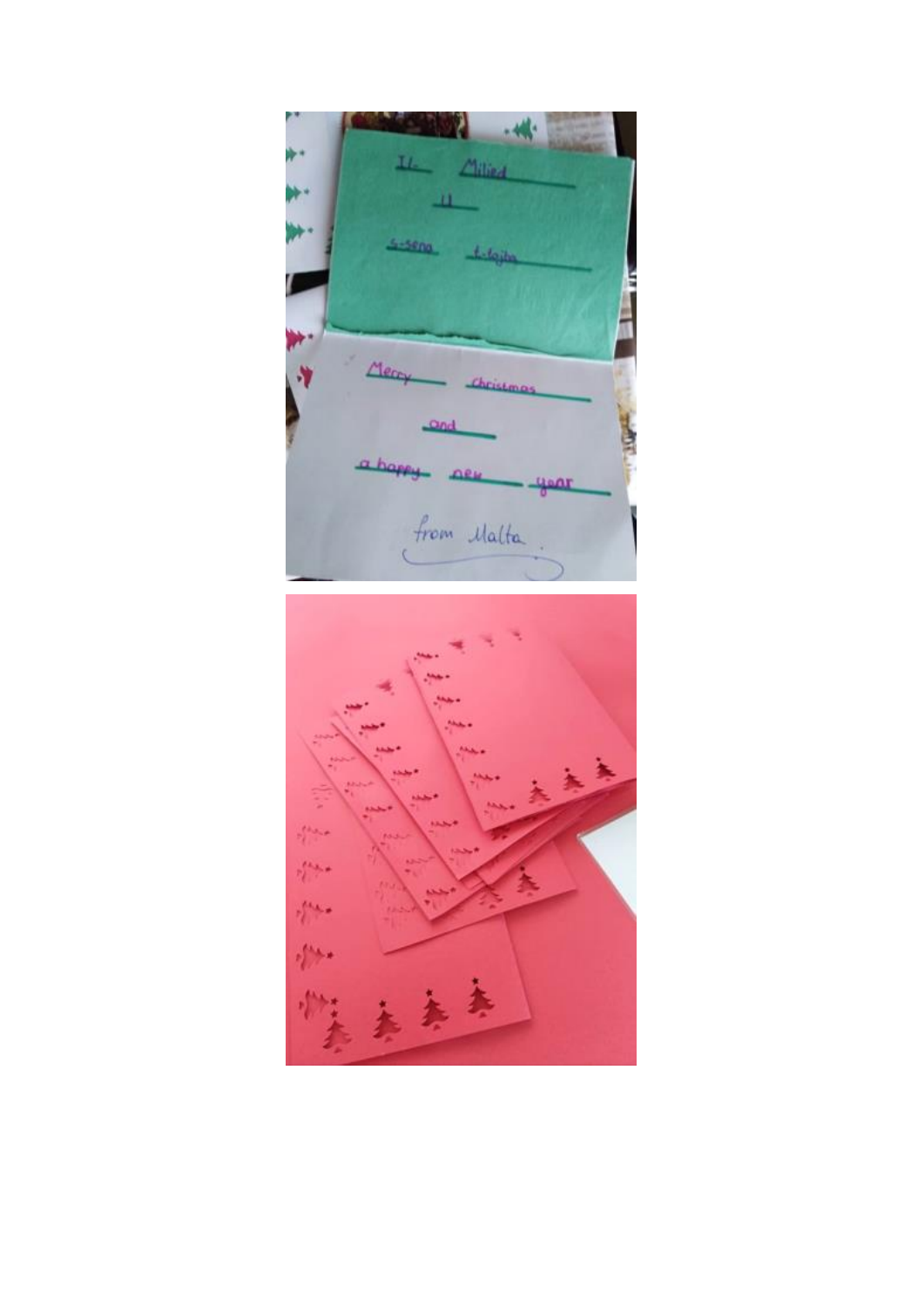Il- Milied

u

s-sena t-tajba

Merry christmas

and

a happy new year

from Malta